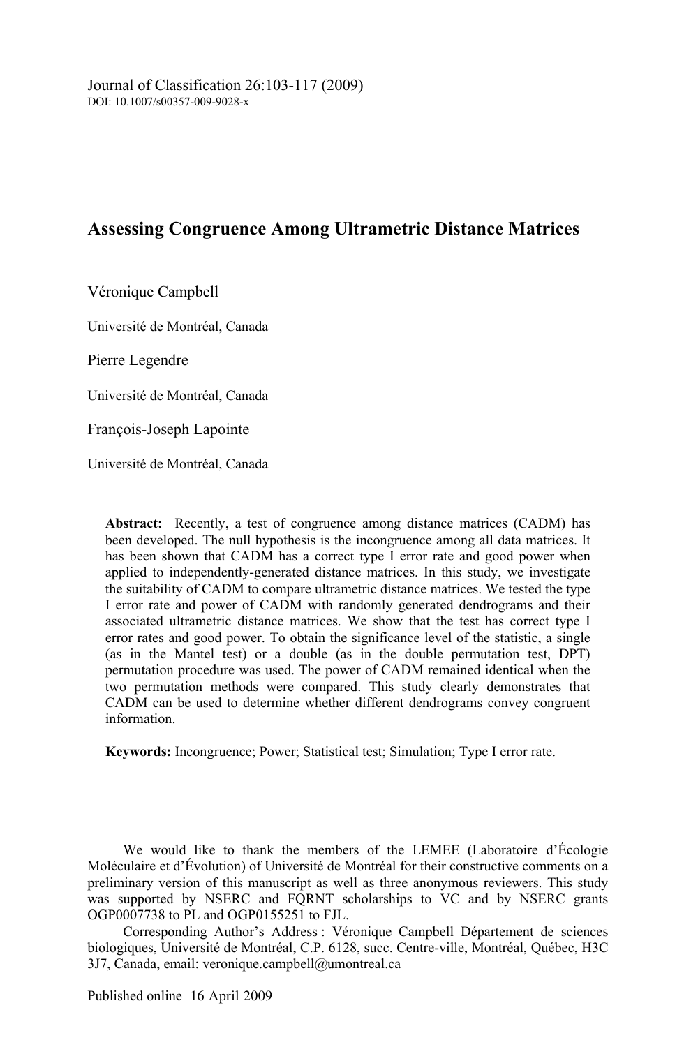Journal of Classification 26:103-117 (2009)
DOI: 10.1007/s00357-009-9028-x

# Assessing Congruence Among Ultrametric Distance Matrices

Véronique Campbell

Université de Montréal, Canada

Pierre Legendre

Université de Montréal, Canada

François-Joseph Lapointe

Université de Montréal, Canada

**Abstract:** Recently, a test of congruence among distance matrices (CADM) has been developed. The null hypothesis is the incongruence among all data matrices. It has been shown that CADM has a correct type I error rate and good power when applied to independently-generated distance matrices. In this study, we investigate the suitability of CADM to compare ultrametric distance matrices. We tested the type I error rate and power of CADM with randomly generated dendrograms and their associated ultrametric distance matrices. We show that the test has correct type I error rates and good power. To obtain the significance level of the statistic, a single (as in the Mantel test) or a double (as in the double permutation test, DPT) permutation procedure was used. The power of CADM remained identical when the two permutation methods were compared. This study clearly demonstrates that CADM can be used to determine whether different dendrograms convey congruent information.

**Keywords:** Incongruence; Power; Statistical test; Simulation; Type I error rate.

We would like to thank the members of the LEMEE (Laboratoire d'Écologie Moléculaire et d'Évolution) of Université de Montréal for their constructive comments on a preliminary version of this manuscript as well as three anonymous reviewers. This study was supported by NSERC and FQRNT scholarships to VC and by NSERC grants OGP0007738 to PL and OGP0155251 to FJL.

Corresponding Author's Address : Véronique Campbell Département de sciences biologiques, Université de Montréal, C.P. 6128, succ. Centre-ville, Montréal, Québec, H3C 3J7, Canada, email: veronique.campbell@umontreal.ca

Published online 16 April 2009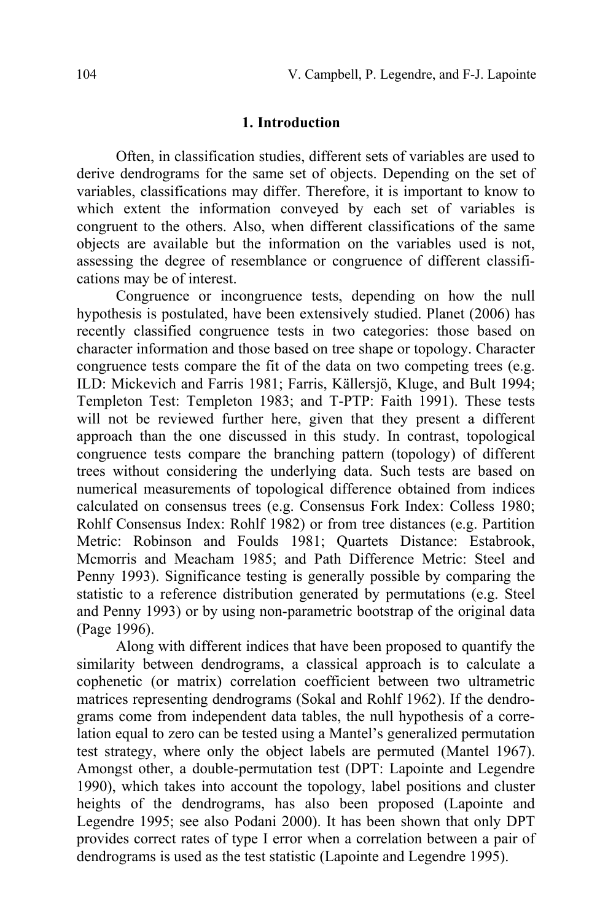## 1. Introduction

Often, in classification studies, different sets of variables are used to derive dendrograms for the same set of objects. Depending on the set of variables, classifications may differ. Therefore, it is important to know to which extent the information conveyed by each set of variables is congruent to the others. Also, when different classifications of the same objects are available but the information on the variables used is not, assessing the degree of resemblance or congruence of different classifications may be of interest.

Congruence or incongruence tests, depending on how the null hypothesis is postulated, have been extensively studied. Planet (2006) has recently classified congruence tests in two categories: those based on character information and those based on tree shape or topology. Character congruence tests compare the fit of the data on two competing trees (e.g. ILD: Mickevich and Farris 1981; Farris, Källersjö, Kluge, and Bult 1994; Templeton Test: Templeton 1983; and T-PTP: Faith 1991). These tests will not be reviewed further here, given that they present a different approach than the one discussed in this study. In contrast, topological congruence tests compare the branching pattern (topology) of different trees without considering the underlying data. Such tests are based on numerical measurements of topological difference obtained from indices calculated on consensus trees (e.g. Consensus Fork Index: Colless 1980; Rohlf Consensus Index: Rohlf 1982) or from tree distances (e.g. Partition Metric: Robinson and Foulds 1981; Quartets Distance: Estabrook, Mcmorris and Meacham 1985; and Path Difference Metric: Steel and Penny 1993). Significance testing is generally possible by comparing the statistic to a reference distribution generated by permutations (e.g. Steel and Penny 1993) or by using non-parametric bootstrap of the original data (Page 1996).

Along with different indices that have been proposed to quantify the similarity between dendrograms, a classical approach is to calculate a cophenetic (or matrix) correlation coefficient between two ultrametric matrices representing dendrograms (Sokal and Rohlf 1962). If the dendrograms come from independent data tables, the null hypothesis of a correlation equal to zero can be tested using a Mantel's generalized permutation test strategy, where only the object labels are permuted (Mantel 1967). Amongst other, a double-permutation test (DPT: Lapointe and Legendre 1990), which takes into account the topology, label positions and cluster heights of the dendrograms, has also been proposed (Lapointe and Legendre 1995; see also Podani 2000). It has been shown that only DPT provides correct rates of type I error when a correlation between a pair of dendrograms is used as the test statistic (Lapointe and Legendre 1995).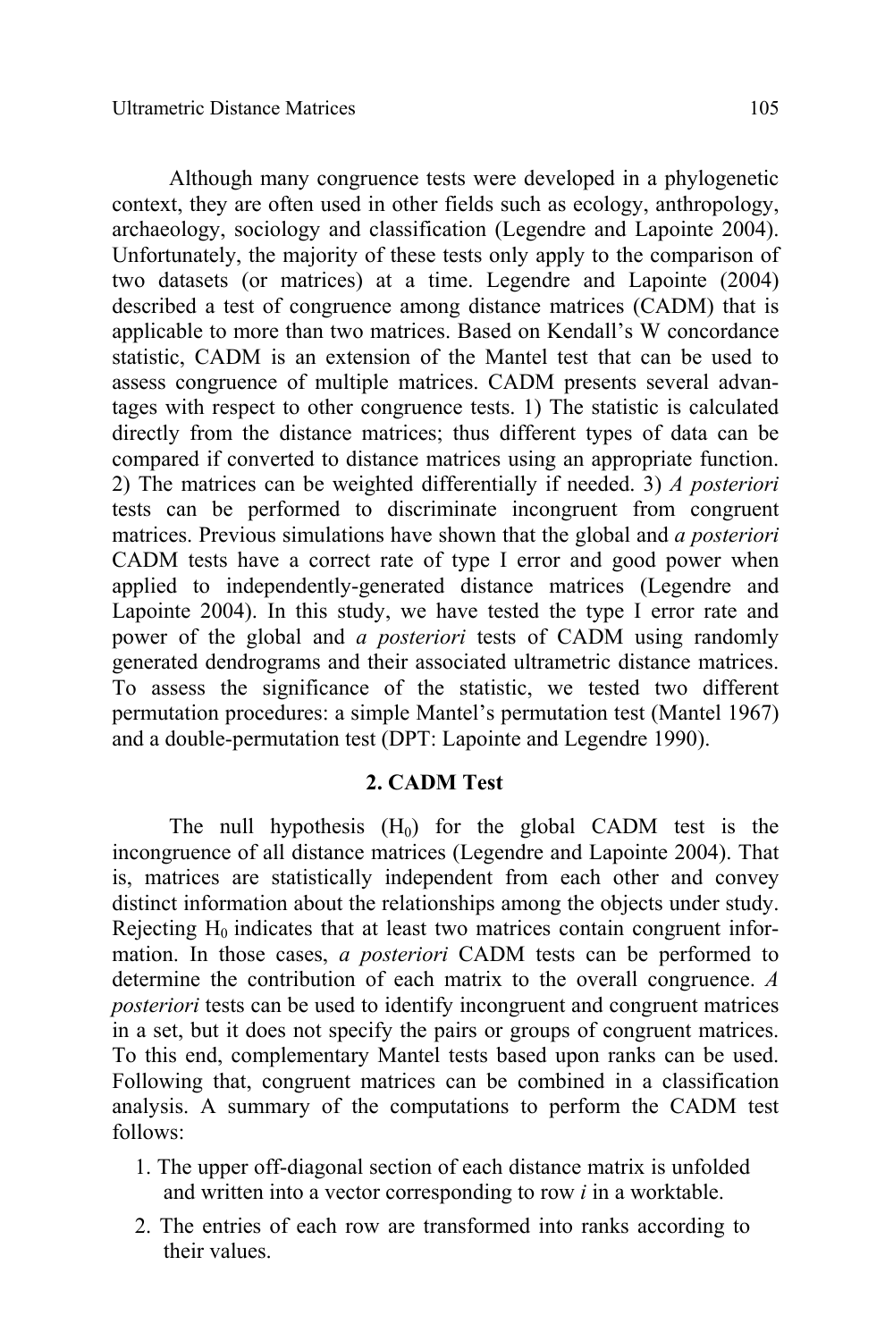Although many congruence tests were developed in a phylogenetic context, they are often used in other fields such as ecology, anthropology, archaeology, sociology and classification (Legendre and Lapointe 2004). Unfortunately, the majority of these tests only apply to the comparison of two datasets (or matrices) at a time. Legendre and Lapointe (2004) described a test of congruence among distance matrices (CADM) that is applicable to more than two matrices. Based on Kendall's W concordance statistic, CADM is an extension of the Mantel test that can be used to assess congruence of multiple matrices. CADM presents several advantages with respect to other congruence tests. 1) The statistic is calculated directly from the distance matrices; thus different types of data can be compared if converted to distance matrices using an appropriate function. 2) The matrices can be weighted differentially if needed. 3) *A posteriori* tests can be performed to discriminate incongruent from congruent matrices. Previous simulations have shown that the global and *a posteriori* CADM tests have a correct rate of type I error and good power when applied to independently-generated distance matrices (Legendre and Lapointe 2004). In this study, we have tested the type I error rate and power of the global and *a posteriori* tests of CADM using randomly generated dendrograms and their associated ultrametric distance matrices. To assess the significance of the statistic, we tested two different permutation procedures: a simple Mantel's permutation test (Mantel 1967) and a double-permutation test (DPT: Lapointe and Legendre 1990).

## 2. CADM Test

The null hypothesis ($H_0$) for the global CADM test is the incongruence of all distance matrices (Legendre and Lapointe 2004). That is, matrices are statistically independent from each other and convey distinct information about the relationships among the objects under study. Rejecting $H_0$ indicates that at least two matrices contain congruent information. In those cases, *a posteriori* CADM tests can be performed to determine the contribution of each matrix to the overall congruence. *A posteriori* tests can be used to identify incongruent and congruent matrices in a set, but it does not specify the pairs or groups of congruent matrices. To this end, complementary Mantel tests based upon ranks can be used. Following that, congruent matrices can be combined in a classification analysis. A summary of the computations to perform the CADM test follows:

1. The upper off-diagonal section of each distance matrix is unfolded and written into a vector corresponding to row *i* in a worktable.
2. The entries of each row are transformed into ranks according to their values.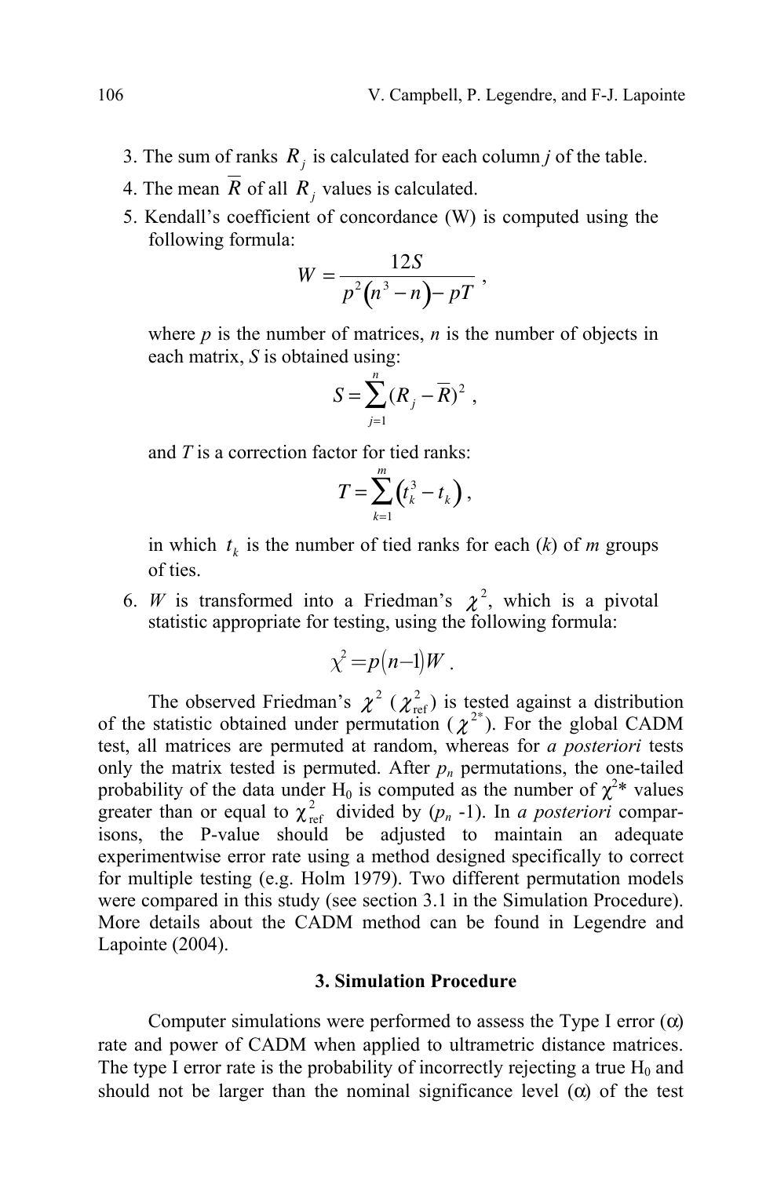3. The sum of ranks $R_j$ is calculated for each column *j* of the table.
4. The mean $\overline{R}$ of all $R_j$ values is calculated.
5. Kendall's coefficient of concordance (W) is computed using the following formula:

$$W = \frac{12S}{p^2\left(n^3 - n\right) - pT} ,$$

where *p* is the number of matrices, *n* is the number of objects in each matrix, *S* is obtained using:

$$S = \sum_{j=1}^{n} (R_j - \overline{R})^2 ,$$

and *T* is a correction factor for tied ranks:

$$T = \sum_{k=1}^{m} \left(t_k^3 - t_k\right) ,$$

in which $t_k$ is the number of tied ranks for each (*k*) of *m* groups of ties.

6. *W* is transformed into a Friedman's $\chi^2$, which is a pivotal statistic appropriate for testing, using the following formula:

$$\chi^2 = p\left(n-1\right)W .$$

The observed Friedman's $\chi^2$ ($\chi^2_{\text{ref}}$) is tested against a distribution of the statistic obtained under permutation ($\chi^{2*}$). For the global CADM test, all matrices are permuted at random, whereas for *a posteriori* tests only the matrix tested is permuted. After $p_n$ permutations, the one-tailed probability of the data under $H_0$ is computed as the number of $\chi^2$* values greater than or equal to $\chi^2_{\text{ref}}$ divided by ($p_n$ -1). In *a posteriori* comparisons, the P-value should be adjusted to maintain an adequate experimentwise error rate using a method designed specifically to correct for multiple testing (e.g. Holm 1979). Two different permutation models were compared in this study (see section 3.1 in the Simulation Procedure). More details about the CADM method can be found in Legendre and Lapointe (2004).

## 3. Simulation Procedure

Computer simulations were performed to assess the Type I error ($\alpha$) rate and power of CADM when applied to ultrametric distance matrices. The type I error rate is the probability of incorrectly rejecting a true $H_0$ and should not be larger than the nominal significance level ($\alpha$) of the test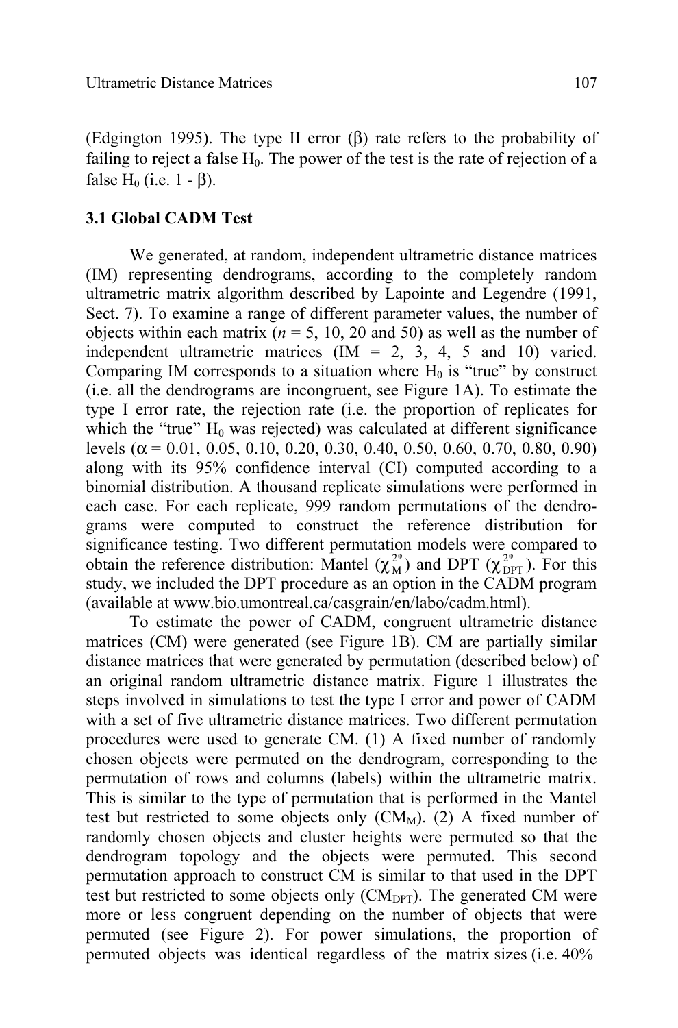(Edgington 1995). The type II error (β) rate refers to the probability of failing to reject a false $H_0$. The power of the test is the rate of rejection of a false $H_0$ (i.e. 1 - β).

### 3.1 Global CADM Test

We generated, at random, independent ultrametric distance matrices (IM) representing dendrograms, according to the completely random ultrametric matrix algorithm described by Lapointe and Legendre (1991, Sect. 7). To examine a range of different parameter values, the number of objects within each matrix (*n* = 5, 10, 20 and 50) as well as the number of independent ultrametric matrices (IM = 2, 3, 4, 5 and 10) varied. Comparing IM corresponds to a situation where $H_0$ is "true" by construct (i.e. all the dendrograms are incongruent, see Figure 1A). To estimate the type I error rate, the rejection rate (i.e. the proportion of replicates for which the "true" $H_0$ was rejected) was calculated at different significance levels (α = 0.01, 0.05, 0.10, 0.20, 0.30, 0.40, 0.50, 0.60, 0.70, 0.80, 0.90) along with its 95% confidence interval (CI) computed according to a binomial distribution. A thousand replicate simulations were performed in each case. For each replicate, 999 random permutations of the dendrograms were computed to construct the reference distribution for significance testing. Two different permutation models were compared to obtain the reference distribution: Mantel ($\chi^{2*}_{M}$) and DPT ($\chi^{2*}_{DPT}$). For this study, we included the DPT procedure as an option in the CADM program (available at www.bio.umontreal.ca/casgrain/en/labo/cadm.html).

To estimate the power of CADM, congruent ultrametric distance matrices (CM) were generated (see Figure 1B). CM are partially similar distance matrices that were generated by permutation (described below) of an original random ultrametric distance matrix. Figure 1 illustrates the steps involved in simulations to test the type I error and power of CADM with a set of five ultrametric distance matrices. Two different permutation procedures were used to generate CM. (1) A fixed number of randomly chosen objects were permuted on the dendrogram, corresponding to the permutation of rows and columns (labels) within the ultrametric matrix. This is similar to the type of permutation that is performed in the Mantel test but restricted to some objects only ($CM_M$). (2) A fixed number of randomly chosen objects and cluster heights were permuted so that the dendrogram topology and the objects were permuted. This second permutation approach to construct CM is similar to that used in the DPT test but restricted to some objects only ($CM_{DPT}$). The generated CM were more or less congruent depending on the number of objects that were permuted (see Figure 2). For power simulations, the proportion of permuted objects was identical regardless of the matrix sizes (i.e. 40%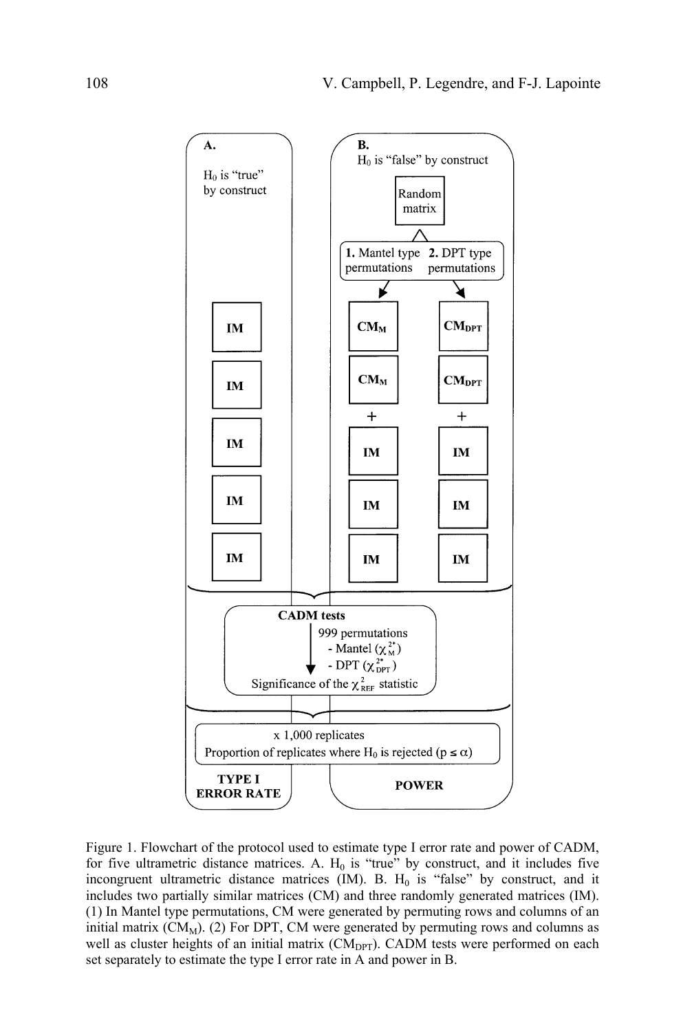**A.**

$H_0$ is "true" by construct

IM

IM

IM

IM

IM

**B.**

$H_0$ is "false" by construct

Random matrix

**1.** Mantel type permutations **2.** DPT type permutations

$\mathbf{CM_M}$ $\mathbf{CM_{DPT}}$

$\mathbf{CM_M}$ $\mathbf{CM_{DPT}}$

\+ +

IM IM

IM IM

IM IM

**CADM tests**

999 permutations
- Mantel ($\chi^{2*}_{M}$)
- DPT ($\chi^{2*}_{DPT}$)

Significance of the $\chi^2_{REF}$ statistic

x 1,000 replicates

Proportion of replicates where $H_0$ is rejected ($p \leq \alpha$)

**TYPE I ERROR RATE** **POWER**

Figure 1. Flowchart of the protocol used to estimate type I error rate and power of CADM, for five ultrametric distance matrices. A. $H_0$ is "true" by construct, and it includes five incongruent ultrametric distance matrices (IM). B. $H_0$ is "false" by construct, and it includes two partially similar matrices (CM) and three randomly generated matrices (IM). (1) In Mantel type permutations, CM were generated by permuting rows and columns of an initial matrix ($CM_M$). (2) For DPT, CM were generated by permuting rows and columns as well as cluster heights of an initial matrix ($CM_{DPT}$). CADM tests were performed on each set separately to estimate the type I error rate in A and power in B.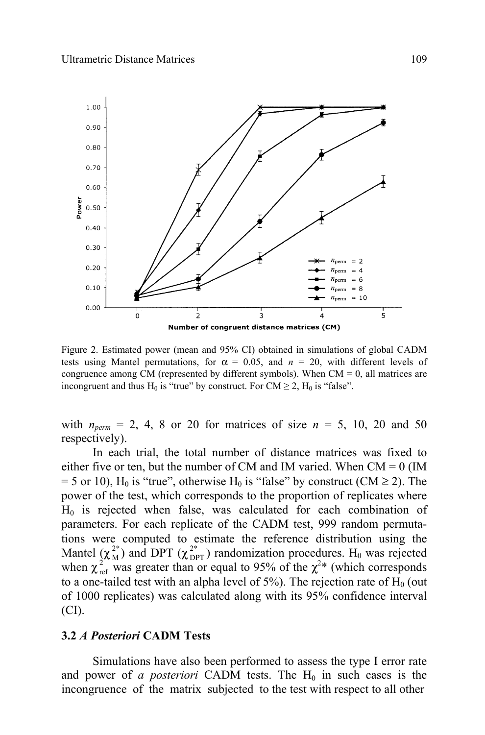Figure 2. Estimated power (mean and 95% CI) obtained in simulations of global CADM tests using Mantel permutations, for $\alpha$ = 0.05, and $n$ = 20, with different levels of congruence among CM (represented by different symbols). When CM = 0, all matrices are incongruent and thus $H_0$ is "true" by construct. For CM $\geq$ 2, $H_0$ is "false".

with $n_{perm}$ = 2, 4, 8 or 20 for matrices of size $n$ = 5, 10, 20 and 50 respectively).

In each trial, the total number of distance matrices was fixed to either five or ten, but the number of CM and IM varied. When CM = 0 (IM = 5 or 10), $H_0$ is "true", otherwise $H_0$ is "false" by construct (CM $\geq$ 2). The power of the test, which corresponds to the proportion of replicates where $H_0$ is rejected when false, was calculated for each combination of parameters. For each replicate of the CADM test, 999 random permutations were computed to estimate the reference distribution using the Mantel ($\chi^{2*}_{M}$) and DPT ($\chi^{2*}_{DPT}$) randomization procedures. $H_0$ was rejected when $\chi^2_{ref}$ was greater than or equal to 95% of the $\chi^{2}*$ (which corresponds to a one-tailed test with an alpha level of 5%). The rejection rate of $H_0$ (out of 1000 replicates) was calculated along with its 95% confidence interval (CI).

### 3.2 *A Posteriori* CADM Tests

Simulations have also been performed to assess the type I error rate and power of *a posteriori* CADM tests. The $H_0$ in such cases is the incongruence of the matrix subjected to the test with respect to all other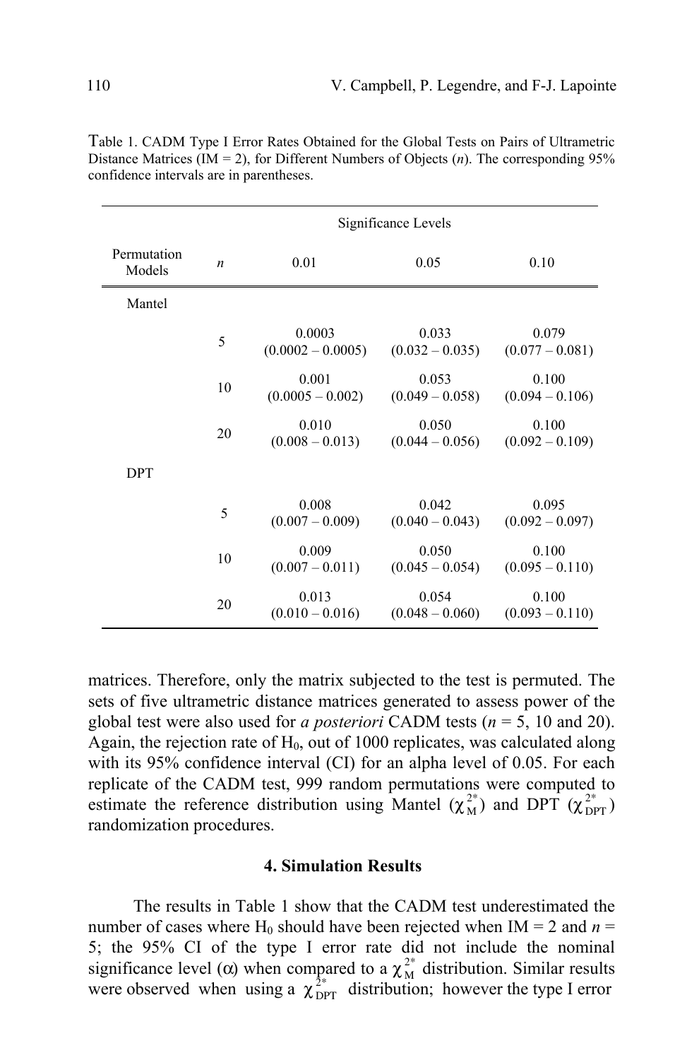Table 1. CADM Type I Error Rates Obtained for the Global Tests on Pairs of Ultrametric Distance Matrices (IM = 2), for Different Numbers of Objects ($n$). The corresponding 95% confidence intervals are in parentheses.

| Permutation Models | $n$ | Significance Levels 0.01 | 0.05 | 0.10 |
|---|---|---|---|---|
| Mantel | | | | |
| | 5 | 0.0003 (0.0002 – 0.0005) | 0.033 (0.032 – 0.035) | 0.079 (0.077 – 0.081) |
| | 10 | 0.001 (0.0005 – 0.002) | 0.053 (0.049 – 0.058) | 0.100 (0.094 – 0.106) |
| | 20 | 0.010 (0.008 – 0.013) | 0.050 (0.044 – 0.056) | 0.100 (0.092 – 0.109) |
| DPT | | | | |
| | 5 | 0.008 (0.007 – 0.009) | 0.042 (0.040 – 0.043) | 0.095 (0.092 – 0.097) |
| | 10 | 0.009 (0.007 – 0.011) | 0.050 (0.045 – 0.054) | 0.100 (0.095 – 0.110) |
| | 20 | 0.013 (0.010 – 0.016) | 0.054 (0.048 – 0.060) | 0.100 (0.093 – 0.110) |

matrices. Therefore, only the matrix subjected to the test is permuted. The sets of five ultrametric distance matrices generated to assess power of the global test were also used for *a posteriori* CADM tests ($n$ = 5, 10 and 20). Again, the rejection rate of $H_0$, out of 1000 replicates, was calculated along with its 95% confidence interval (CI) for an alpha level of 0.05. For each replicate of the CADM test, 999 random permutations were computed to estimate the reference distribution using Mantel ($\chi^{2*}_{M}$) and DPT ($\chi^{2*}_{DPT}$) randomization procedures.

## 4. Simulation Results

The results in Table 1 show that the CADM test underestimated the number of cases where $H_0$ should have been rejected when IM = 2 and $n$ = 5; the 95% CI of the type I error rate did not include the nominal significance level ($\alpha$) when compared to a $\chi^{2*}_{M}$ distribution. Similar results were observed when using a $\chi^{2*}_{DPT}$ distribution; however the type I error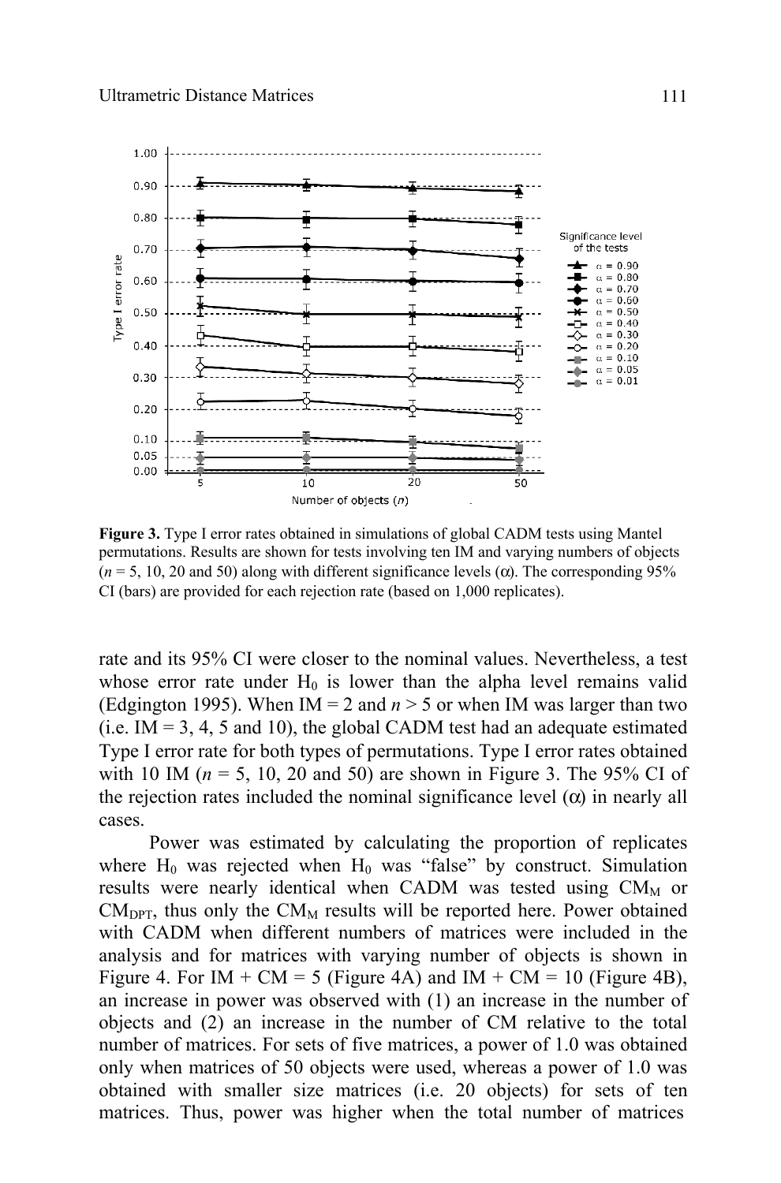**Figure 3.** Type I error rates obtained in simulations of global CADM tests using Mantel permutations. Results are shown for tests involving ten IM and varying numbers of objects ($n$ = 5, 10, 20 and 50) along with different significance levels ($\alpha$). The corresponding 95% CI (bars) are provided for each rejection rate (based on 1,000 replicates).

rate and its 95% CI were closer to the nominal values. Nevertheless, a test whose error rate under $H_0$ is lower than the alpha level remains valid (Edgington 1995). When IM = 2 and $n > 5$ or when IM was larger than two (i.e. IM = 3, 4, 5 and 10), the global CADM test had an adequate estimated Type I error rate for both types of permutations. Type I error rates obtained with 10 IM ($n$ = 5, 10, 20 and 50) are shown in Figure 3. The 95% CI of the rejection rates included the nominal significance level ($\alpha$) in nearly all cases.

Power was estimated by calculating the proportion of replicates where $H_0$ was rejected when $H_0$ was "false" by construct. Simulation results were nearly identical when CADM was tested using $CM_M$ or $CM_{DPT}$, thus only the $CM_M$ results will be reported here. Power obtained with CADM when different numbers of matrices were included in the analysis and for matrices with varying number of objects is shown in Figure 4. For IM + CM = 5 (Figure 4A) and IM + CM = 10 (Figure 4B), an increase in power was observed with (1) an increase in the number of objects and (2) an increase in the number of CM relative to the total number of matrices. For sets of five matrices, a power of 1.0 was obtained only when matrices of 50 objects were used, whereas a power of 1.0 was obtained with smaller size matrices (i.e. 20 objects) for sets of ten matrices. Thus, power was higher when the total number of matrices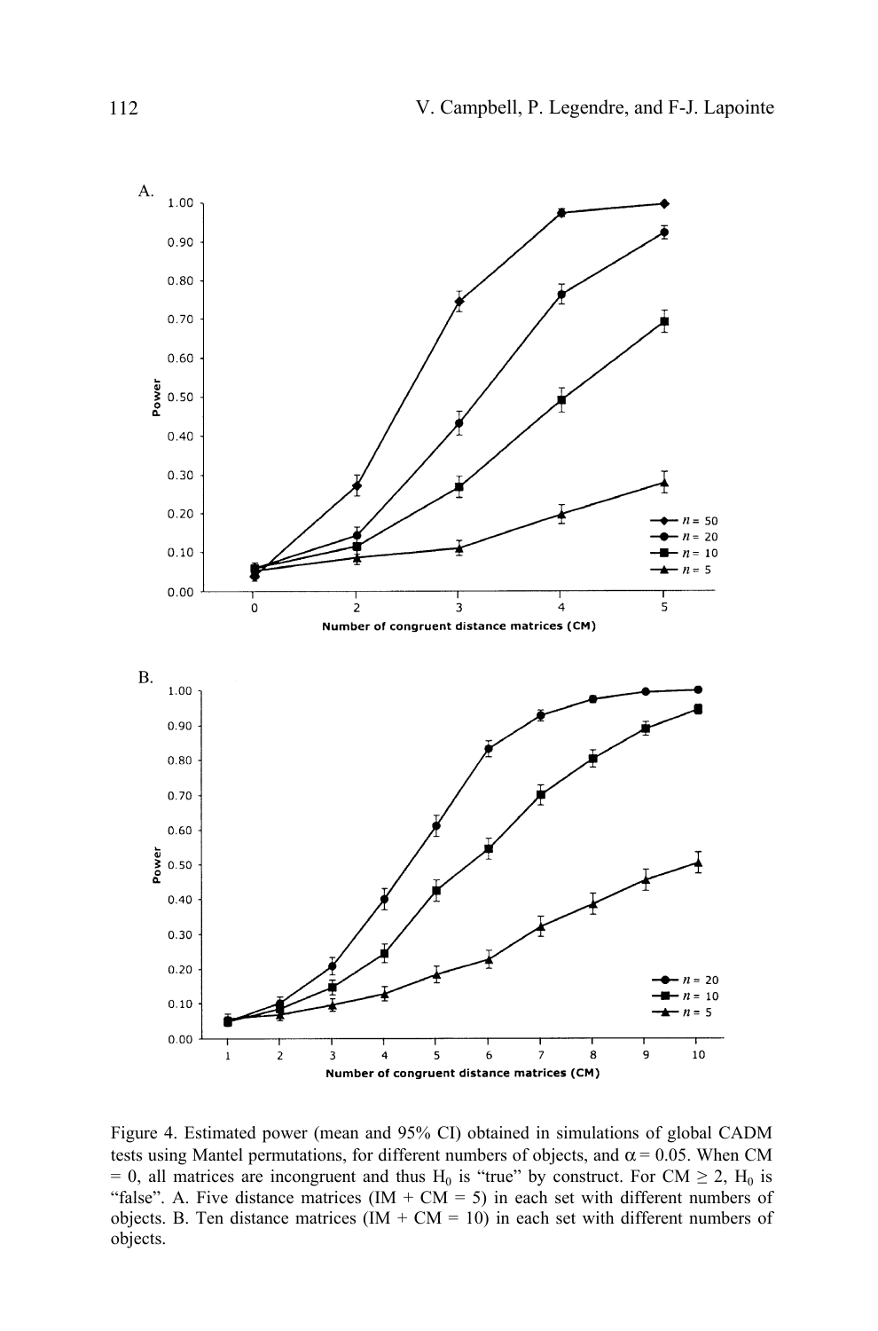Figure 4. Estimated power (mean and 95% CI) obtained in simulations of global CADM tests using Mantel permutations, for different numbers of objects, and $\alpha = 0.05$. When CM = 0, all matrices are incongruent and thus $H_0$ is "true" by construct. For CM $\geq 2$, $H_0$ is "false". A. Five distance matrices (IM + CM = 5) in each set with different numbers of objects. B. Ten distance matrices (IM + CM = 10) in each set with different numbers of objects.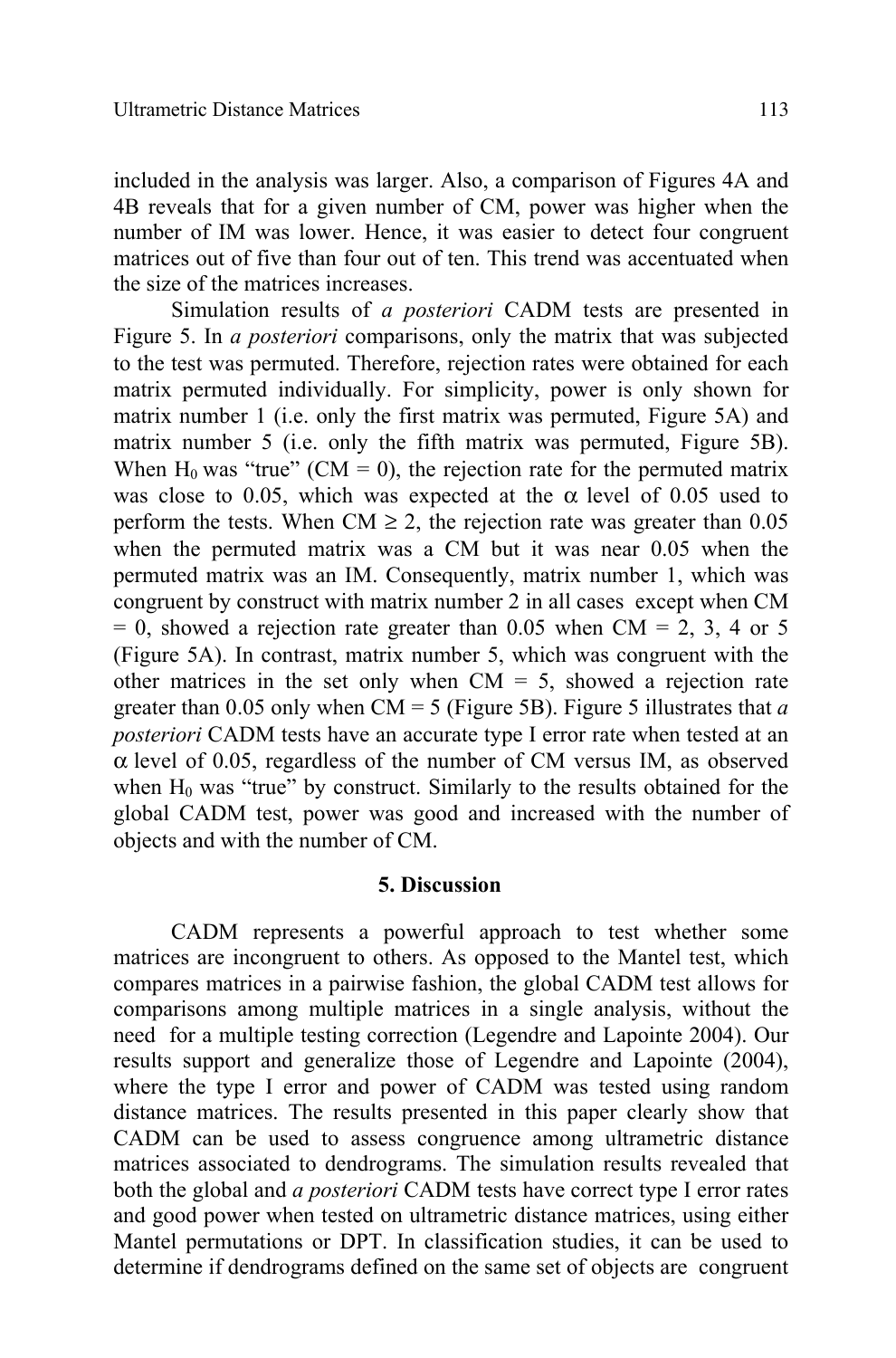included in the analysis was larger. Also, a comparison of Figures 4A and 4B reveals that for a given number of CM, power was higher when the number of IM was lower. Hence, it was easier to detect four congruent matrices out of five than four out of ten. This trend was accentuated when the size of the matrices increases.

Simulation results of *a posteriori* CADM tests are presented in Figure 5. In *a posteriori* comparisons, only the matrix that was subjected to the test was permuted. Therefore, rejection rates were obtained for each matrix permuted individually. For simplicity, power is only shown for matrix number 1 (i.e. only the first matrix was permuted, Figure 5A) and matrix number 5 (i.e. only the fifth matrix was permuted, Figure 5B). When $H_0$ was "true" (CM = 0), the rejection rate for the permuted matrix was close to 0.05, which was expected at the $\alpha$ level of 0.05 used to perform the tests. When CM $\geq$ 2, the rejection rate was greater than 0.05 when the permuted matrix was a CM but it was near 0.05 when the permuted matrix was an IM. Consequently, matrix number 1, which was congruent by construct with matrix number 2 in all cases except when CM = 0, showed a rejection rate greater than 0.05 when CM = 2, 3, 4 or 5 (Figure 5A). In contrast, matrix number 5, which was congruent with the other matrices in the set only when CM = 5, showed a rejection rate greater than 0.05 only when CM = 5 (Figure 5B). Figure 5 illustrates that *a posteriori* CADM tests have an accurate type I error rate when tested at an $\alpha$ level of 0.05, regardless of the number of CM versus IM, as observed when $H_0$ was "true" by construct. Similarly to the results obtained for the global CADM test, power was good and increased with the number of objects and with the number of CM.

## 5. Discussion

CADM represents a powerful approach to test whether some matrices are incongruent to others. As opposed to the Mantel test, which compares matrices in a pairwise fashion, the global CADM test allows for comparisons among multiple matrices in a single analysis, without the need for a multiple testing correction (Legendre and Lapointe 2004). Our results support and generalize those of Legendre and Lapointe (2004), where the type I error and power of CADM was tested using random distance matrices. The results presented in this paper clearly show that CADM can be used to assess congruence among ultrametric distance matrices associated to dendrograms. The simulation results revealed that both the global and *a posteriori* CADM tests have correct type I error rates and good power when tested on ultrametric distance matrices, using either Mantel permutations or DPT. In classification studies, it can be used to determine if dendrograms defined on the same set of objects are congruent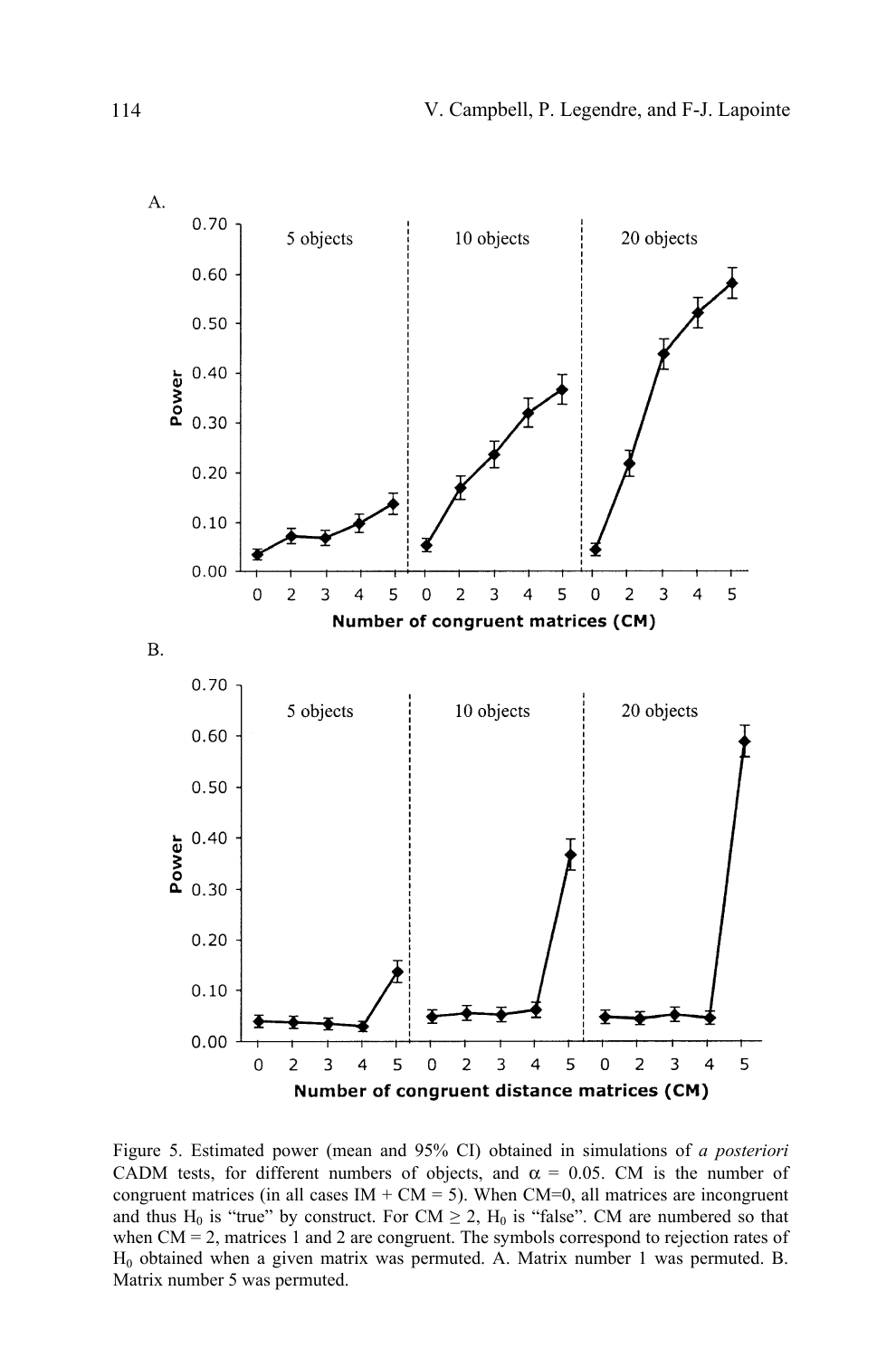Figure 5. Estimated power (mean and 95% CI) obtained in simulations of *a posteriori* CADM tests, for different numbers of objects, and $\alpha$ = 0.05. CM is the number of congruent matrices (in all cases IM + CM = 5). When CM=0, all matrices are incongruent and thus $H_0$ is "true" by construct. For CM $\geq$ 2, $H_0$ is "false". CM are numbered so that when CM = 2, matrices 1 and 2 are congruent. The symbols correspond to rejection rates of $H_0$ obtained when a given matrix was permuted. A. Matrix number 1 was permuted. B. Matrix number 5 was permuted.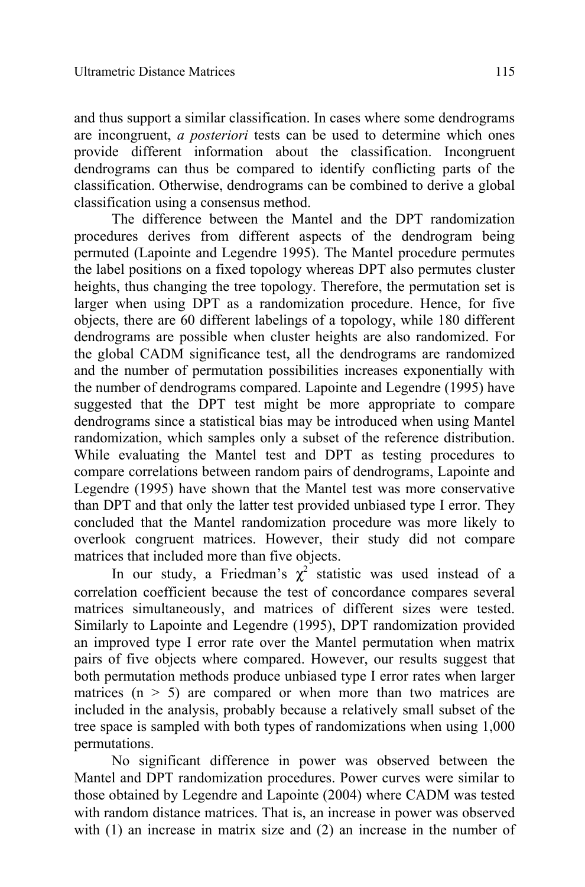and thus support a similar classification. In cases where some dendrograms are incongruent, *a posteriori* tests can be used to determine which ones provide different information about the classification. Incongruent dendrograms can thus be compared to identify conflicting parts of the classification. Otherwise, dendrograms can be combined to derive a global classification using a consensus method.

The difference between the Mantel and the DPT randomization procedures derives from different aspects of the dendrogram being permuted (Lapointe and Legendre 1995). The Mantel procedure permutes the label positions on a fixed topology whereas DPT also permutes cluster heights, thus changing the tree topology. Therefore, the permutation set is larger when using DPT as a randomization procedure. Hence, for five objects, there are 60 different labelings of a topology, while 180 different dendrograms are possible when cluster heights are also randomized. For the global CADM significance test, all the dendrograms are randomized and the number of permutation possibilities increases exponentially with the number of dendrograms compared. Lapointe and Legendre (1995) have suggested that the DPT test might be more appropriate to compare dendrograms since a statistical bias may be introduced when using Mantel randomization, which samples only a subset of the reference distribution. While evaluating the Mantel test and DPT as testing procedures to compare correlations between random pairs of dendrograms, Lapointe and Legendre (1995) have shown that the Mantel test was more conservative than DPT and that only the latter test provided unbiased type I error. They concluded that the Mantel randomization procedure was more likely to overlook congruent matrices. However, their study did not compare matrices that included more than five objects.

In our study, a Friedman's $\chi^2$ statistic was used instead of a correlation coefficient because the test of concordance compares several matrices simultaneously, and matrices of different sizes were tested. Similarly to Lapointe and Legendre (1995), DPT randomization provided an improved type I error rate over the Mantel permutation when matrix pairs of five objects where compared. However, our results suggest that both permutation methods produce unbiased type I error rates when larger matrices ($n > 5$) are compared or when more than two matrices are included in the analysis, probably because a relatively small subset of the tree space is sampled with both types of randomizations when using 1,000 permutations.

No significant difference in power was observed between the Mantel and DPT randomization procedures. Power curves were similar to those obtained by Legendre and Lapointe (2004) where CADM was tested with random distance matrices. That is, an increase in power was observed with (1) an increase in matrix size and (2) an increase in the number of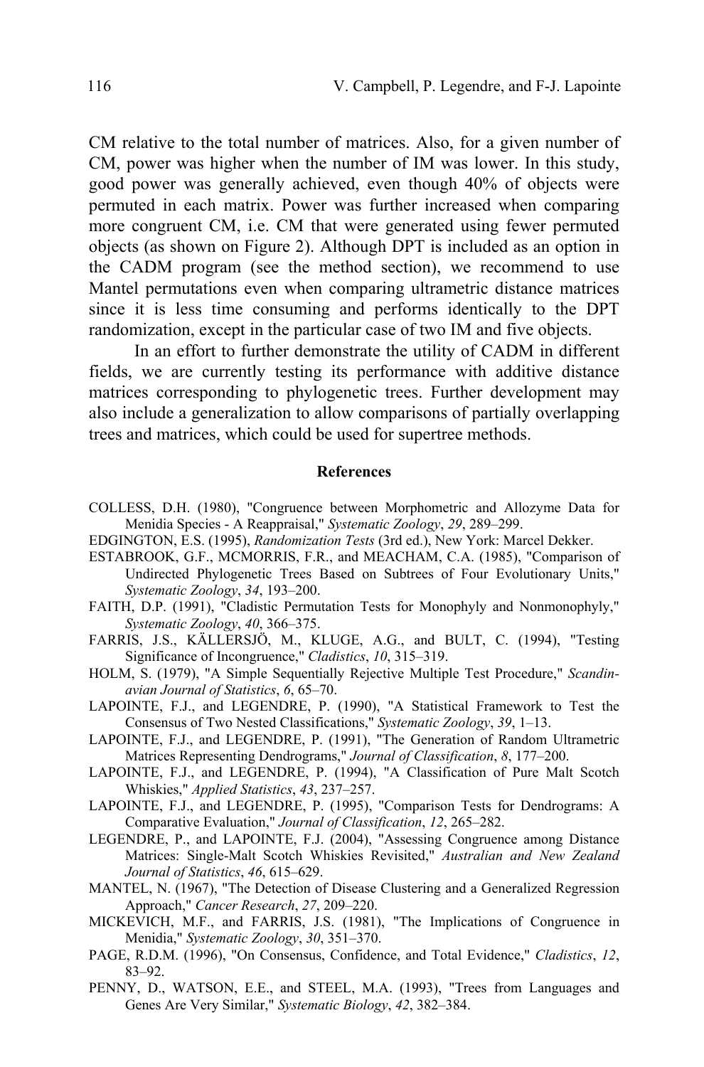CM relative to the total number of matrices. Also, for a given number of CM, power was higher when the number of IM was lower. In this study, good power was generally achieved, even though 40% of objects were permuted in each matrix. Power was further increased when comparing more congruent CM, i.e. CM that were generated using fewer permuted objects (as shown on Figure 2). Although DPT is included as an option in the CADM program (see the method section), we recommend to use Mantel permutations even when comparing ultrametric distance matrices since it is less time consuming and performs identically to the DPT randomization, except in the particular case of two IM and five objects.

In an effort to further demonstrate the utility of CADM in different fields, we are currently testing its performance with additive distance matrices corresponding to phylogenetic trees. Further development may also include a generalization to allow comparisons of partially overlapping trees and matrices, which could be used for supertree methods.

## References

COLLESS, D.H. (1980), "Congruence between Morphometric and Allozyme Data for Menidia Species - A Reappraisal," *Systematic Zoology*, *29*, 289–299.

EDGINGTON, E.S. (1995), *Randomization Tests* (3rd ed.), New York: Marcel Dekker.

ESTABROOK, G.F., MCMORRIS, F.R., and MEACHAM, C.A. (1985), "Comparison of Undirected Phylogenetic Trees Based on Subtrees of Four Evolutionary Units," *Systematic Zoology*, *34*, 193–200.

FAITH, D.P. (1991), "Cladistic Permutation Tests for Monophyly and Nonmonophyly," *Systematic Zoology*, *40*, 366–375.

FARRIS, J.S., KÄLLERSJÖ, M., KLUGE, A.G., and BULT, C. (1994), "Testing Significance of Incongruence," *Cladistics*, *10*, 315–319.

HOLM, S. (1979), "A Simple Sequentially Rejective Multiple Test Procedure," *Scandinavian Journal of Statistics*, *6*, 65–70.

LAPOINTE, F.J., and LEGENDRE, P. (1990), "A Statistical Framework to Test the Consensus of Two Nested Classifications," *Systematic Zoology*, *39*, 1–13.

LAPOINTE, F.J., and LEGENDRE, P. (1991), "The Generation of Random Ultrametric Matrices Representing Dendrograms," *Journal of Classification*, *8*, 177–200.

LAPOINTE, F.J., and LEGENDRE, P. (1994), "A Classification of Pure Malt Scotch Whiskies," *Applied Statistics*, *43*, 237–257.

LAPOINTE, F.J., and LEGENDRE, P. (1995), "Comparison Tests for Dendrograms: A Comparative Evaluation," *Journal of Classification*, *12*, 265–282.

LEGENDRE, P., and LAPOINTE, F.J. (2004), "Assessing Congruence among Distance Matrices: Single-Malt Scotch Whiskies Revisited," *Australian and New Zealand Journal of Statistics*, *46*, 615–629.

MANTEL, N. (1967), "The Detection of Disease Clustering and a Generalized Regression Approach," *Cancer Research*, *27*, 209–220.

MICKEVICH, M.F., and FARRIS, J.S. (1981), "The Implications of Congruence in Menidia," *Systematic Zoology*, *30*, 351–370.

PAGE, R.D.M. (1996), "On Consensus, Confidence, and Total Evidence," *Cladistics*, *12*, 83–92.

PENNY, D., WATSON, E.E., and STEEL, M.A. (1993), "Trees from Languages and Genes Are Very Similar," *Systematic Biology*, *42*, 382–384.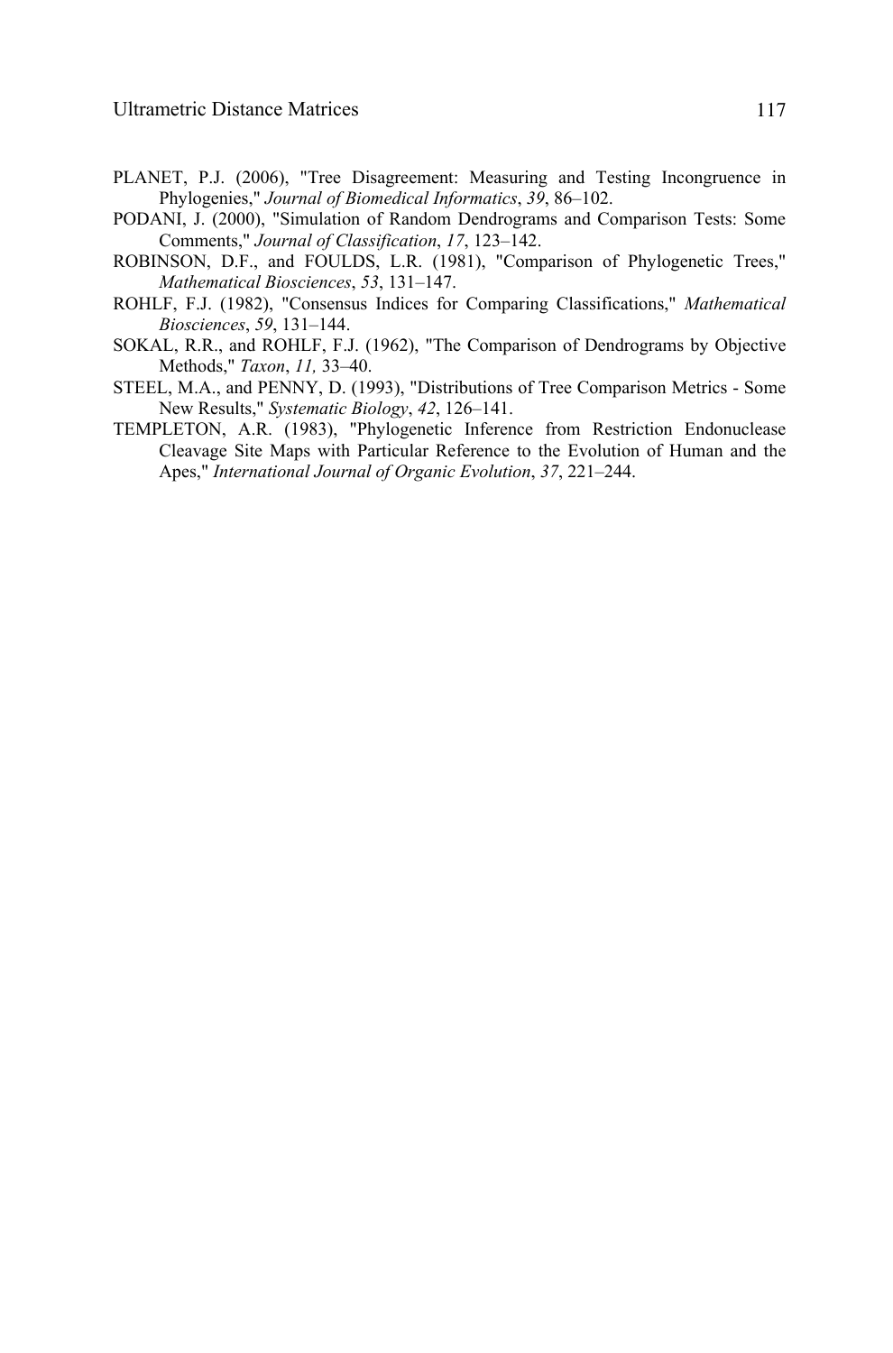PLANET, P.J. (2006), "Tree Disagreement: Measuring and Testing Incongruence in Phylogenies," *Journal of Biomedical Informatics*, *39*, 86–102.

PODANI, J. (2000), "Simulation of Random Dendrograms and Comparison Tests: Some Comments," *Journal of Classification*, *17*, 123–142.

ROBINSON, D.F., and FOULDS, L.R. (1981), "Comparison of Phylogenetic Trees," *Mathematical Biosciences*, *53*, 131–147.

ROHLF, F.J. (1982), "Consensus Indices for Comparing Classifications," *Mathematical Biosciences*, *59*, 131–144.

SOKAL, R.R., and ROHLF, F.J. (1962), "The Comparison of Dendrograms by Objective Methods," *Taxon*, *11,* 33–40.

STEEL, M.A., and PENNY, D. (1993), "Distributions of Tree Comparison Metrics - Some New Results," *Systematic Biology*, *42*, 126–141.

TEMPLETON, A.R. (1983), "Phylogenetic Inference from Restriction Endonuclease Cleavage Site Maps with Particular Reference to the Evolution of Human and the Apes," *International Journal of Organic Evolution*, *37*, 221–244.